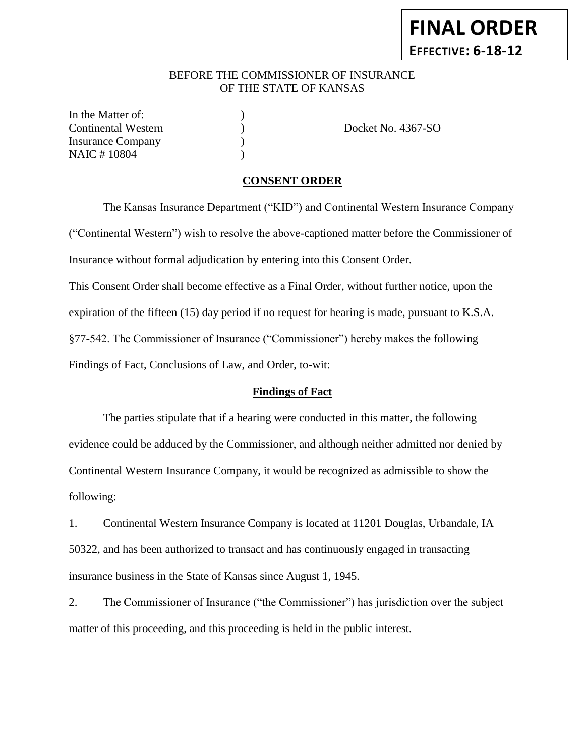**FINAL ORDER**
**EFFECTIVE: 6-18-12**

BEFORE THE COMMISSIONER OF INSURANCE
OF THE STATE OF KANSAS

| | | |
|---|---|---|
| In the Matter of: | ) | |
| Continental Western | ) | Docket No. 4367-SO |
| Insurance Company | ) | |
| NAIC # 10804 | ) | |

## CONSENT ORDER

The Kansas Insurance Department ("KID") and Continental Western Insurance Company ("Continental Western") wish to resolve the above-captioned matter before the Commissioner of Insurance without formal adjudication by entering into this Consent Order.

This Consent Order shall become effective as a Final Order, without further notice, upon the expiration of the fifteen (15) day period if no request for hearing is made, pursuant to K.S.A. §77-542. The Commissioner of Insurance ("Commissioner") hereby makes the following Findings of Fact, Conclusions of Law, and Order, to-wit:

### Findings of Fact

The parties stipulate that if a hearing were conducted in this matter, the following evidence could be adduced by the Commissioner, and although neither admitted nor denied by Continental Western Insurance Company, it would be recognized as admissible to show the following:

1. Continental Western Insurance Company is located at 11201 Douglas, Urbandale, IA 50322, and has been authorized to transact and has continuously engaged in transacting insurance business in the State of Kansas since August 1, 1945.

2. The Commissioner of Insurance ("the Commissioner") has jurisdiction over the subject matter of this proceeding, and this proceeding is held in the public interest.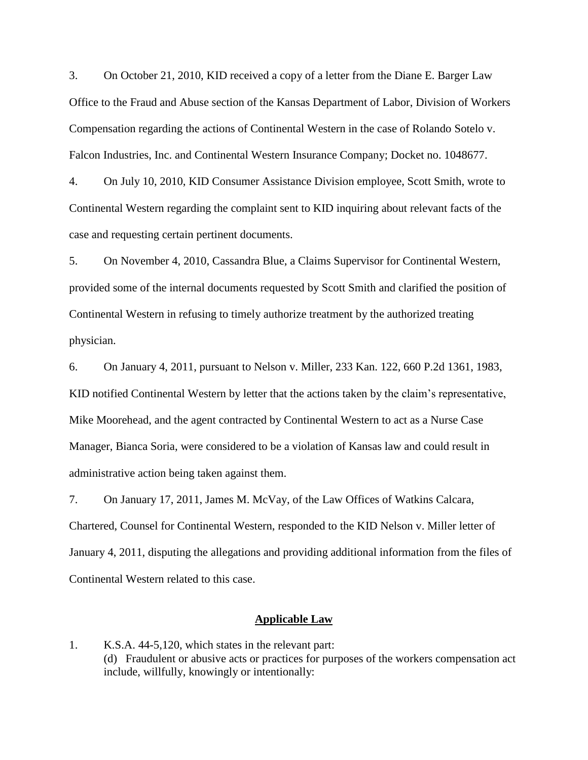3. On October 21, 2010, KID received a copy of a letter from the Diane E. Barger Law Office to the Fraud and Abuse section of the Kansas Department of Labor, Division of Workers Compensation regarding the actions of Continental Western in the case of Rolando Sotelo v. Falcon Industries, Inc. and Continental Western Insurance Company; Docket no. 1048677.

4. On July 10, 2010, KID Consumer Assistance Division employee, Scott Smith, wrote to Continental Western regarding the complaint sent to KID inquiring about relevant facts of the case and requesting certain pertinent documents.

5. On November 4, 2010, Cassandra Blue, a Claims Supervisor for Continental Western, provided some of the internal documents requested by Scott Smith and clarified the position of Continental Western in refusing to timely authorize treatment by the authorized treating physician.

6. On January 4, 2011, pursuant to Nelson v. Miller, 233 Kan. 122, 660 P.2d 1361, 1983, KID notified Continental Western by letter that the actions taken by the claim's representative, Mike Moorehead, and the agent contracted by Continental Western to act as a Nurse Case Manager, Bianca Soria, were considered to be a violation of Kansas law and could result in administrative action being taken against them.

7. On January 17, 2011, James M. McVay, of the Law Offices of Watkins Calcara, Chartered, Counsel for Continental Western, responded to the KID Nelson v. Miller letter of January 4, 2011, disputing the allegations and providing additional information from the files of Continental Western related to this case.

## Applicable Law

1. K.S.A. 44-5,120, which states in the relevant part:
   (d) Fraudulent or abusive acts or practices for purposes of the workers compensation act include, willfully, knowingly or intentionally: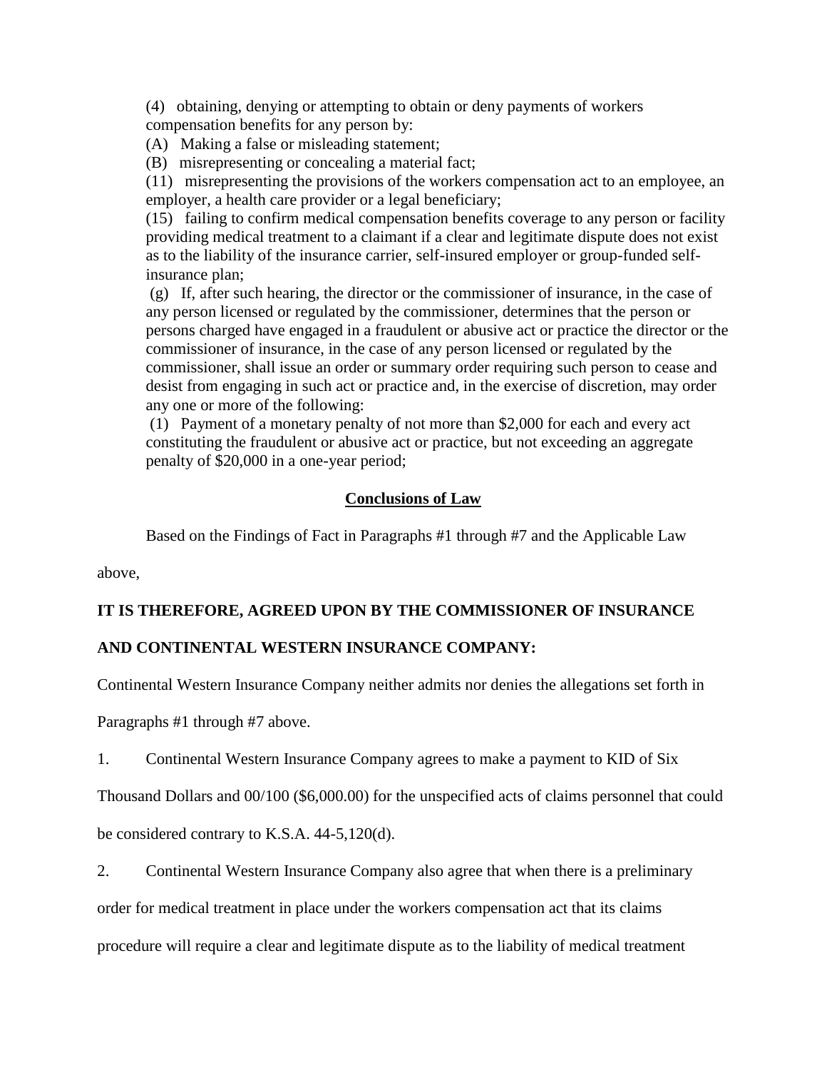(4) obtaining, denying or attempting to obtain or deny payments of workers compensation benefits for any person by:

(A) Making a false or misleading statement;

(B) misrepresenting or concealing a material fact;

(11) misrepresenting the provisions of the workers compensation act to an employee, an employer, a health care provider or a legal beneficiary;

(15) failing to confirm medical compensation benefits coverage to any person or facility providing medical treatment to a claimant if a clear and legitimate dispute does not exist as to the liability of the insurance carrier, self-insured employer or group-funded self-insurance plan;

(g) If, after such hearing, the director or the commissioner of insurance, in the case of any person licensed or regulated by the commissioner, determines that the person or persons charged have engaged in a fraudulent or abusive act or practice the director or the commissioner of insurance, in the case of any person licensed or regulated by the commissioner, shall issue an order or summary order requiring such person to cease and desist from engaging in such act or practice and, in the exercise of discretion, may order any one or more of the following:

(1) Payment of a monetary penalty of not more than $2,000 for each and every act constituting the fraudulent or abusive act or practice, but not exceeding an aggregate penalty of $20,000 in a one-year period;

## Conclusions of Law

Based on the Findings of Fact in Paragraphs #1 through #7 and the Applicable Law above,

**IT IS THEREFORE, AGREED UPON BY THE COMMISSIONER OF INSURANCE AND CONTINENTAL WESTERN INSURANCE COMPANY:**

Continental Western Insurance Company neither admits nor denies the allegations set forth in Paragraphs #1 through #7 above.

1. Continental Western Insurance Company agrees to make a payment to KID of Six Thousand Dollars and 00/100 ($6,000.00) for the unspecified acts of claims personnel that could be considered contrary to K.S.A. 44-5,120(d).

2. Continental Western Insurance Company also agree that when there is a preliminary order for medical treatment in place under the workers compensation act that its claims procedure will require a clear and legitimate dispute as to the liability of medical treatment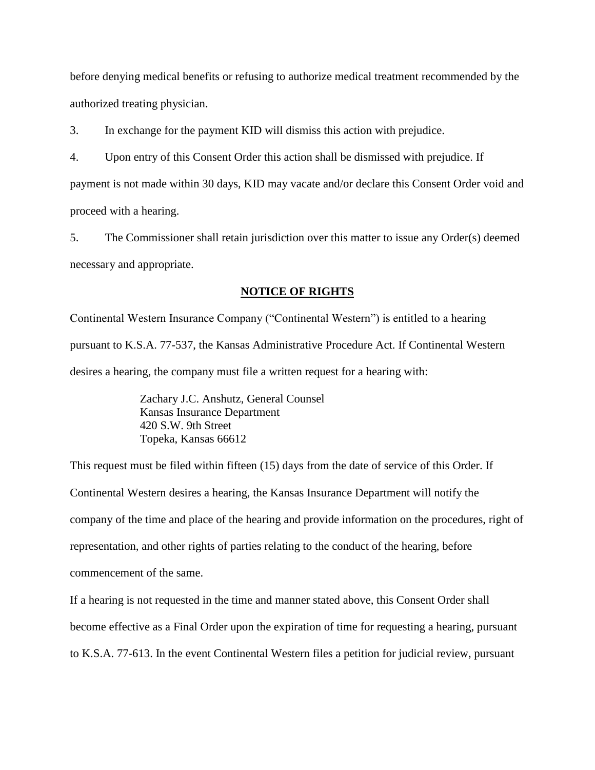before denying medical benefits or refusing to authorize medical treatment recommended by the authorized treating physician.

3. In exchange for the payment KID will dismiss this action with prejudice.

4. Upon entry of this Consent Order this action shall be dismissed with prejudice. If payment is not made within 30 days, KID may vacate and/or declare this Consent Order void and proceed with a hearing.

5. The Commissioner shall retain jurisdiction over this matter to issue any Order(s) deemed necessary and appropriate.

## NOTICE OF RIGHTS

Continental Western Insurance Company ("Continental Western") is entitled to a hearing pursuant to K.S.A. 77-537, the Kansas Administrative Procedure Act. If Continental Western desires a hearing, the company must file a written request for a hearing with:

> Zachary J.C. Anshutz, General Counsel
> Kansas Insurance Department
> 420 S.W. 9th Street
> Topeka, Kansas 66612

This request must be filed within fifteen (15) days from the date of service of this Order. If Continental Western desires a hearing, the Kansas Insurance Department will notify the company of the time and place of the hearing and provide information on the procedures, right of representation, and other rights of parties relating to the conduct of the hearing, before commencement of the same.

If a hearing is not requested in the time and manner stated above, this Consent Order shall become effective as a Final Order upon the expiration of time for requesting a hearing, pursuant to K.S.A. 77-613. In the event Continental Western files a petition for judicial review, pursuant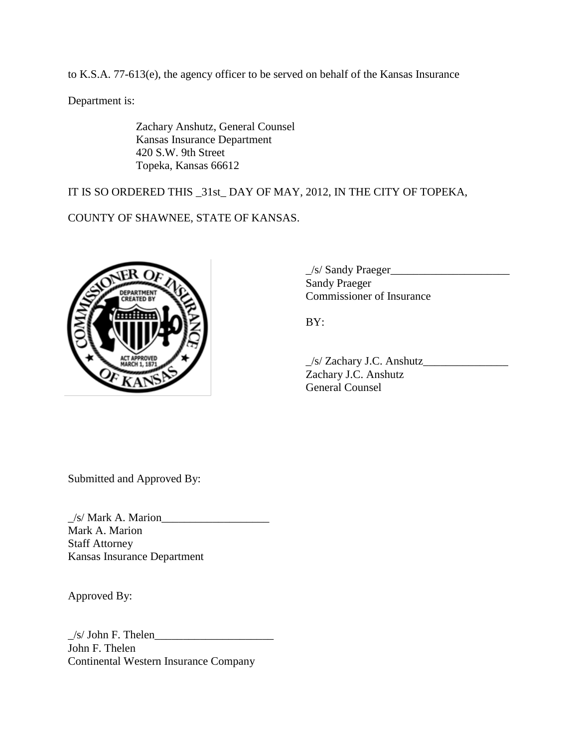to K.S.A. 77-613(e), the agency officer to be served on behalf of the Kansas Insurance Department is:

Zachary Anshutz, General Counsel
Kansas Insurance Department
420 S.W. 9th Street
Topeka, Kansas 66612

IT IS SO ORDERED THIS _31st_ DAY OF MAY, 2012, IN THE CITY OF TOPEKA, COUNTY OF SHAWNEE, STATE OF KANSAS.

_/s/ Sandy Praeger_____________________
Sandy Praeger
Commissioner of Insurance

BY:

_/s/ Zachary J.C. Anshutz_______________
Zachary J.C. Anshutz
General Counsel

Submitted and Approved By:

_/s/ Mark A. Marion___________________
Mark A. Marion
Staff Attorney
Kansas Insurance Department

Approved By:

_/s/ John F. Thelen_____________________
John F. Thelen
Continental Western Insurance Company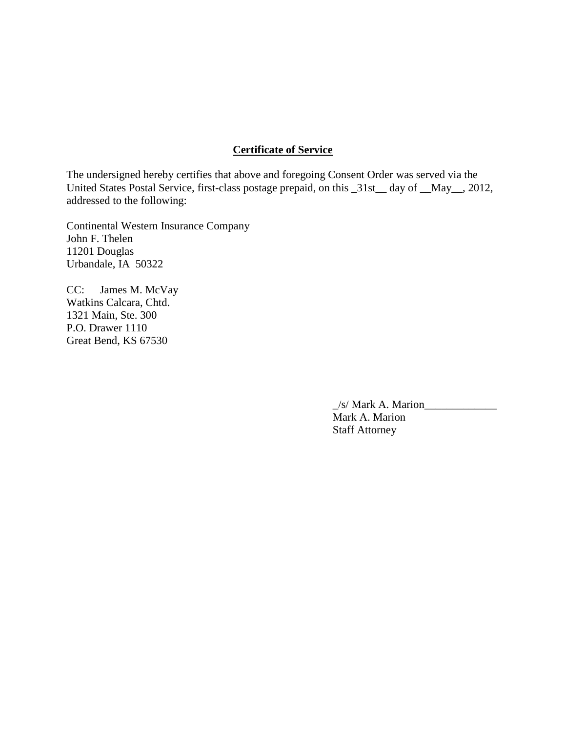**Certificate of Service**

The undersigned hereby certifies that above and foregoing Consent Order was served via the United States Postal Service, first-class postage prepaid, on this _31st__ day of __May__, 2012, addressed to the following:

Continental Western Insurance Company
John F. Thelen
11201 Douglas
Urbandale, IA 50322

CC: James M. McVay
Watkins Calcara, Chtd.
1321 Main, Ste. 300
P.O. Drawer 1110
Great Bend, KS 67530

_/s/ Mark A. Marion_____________
Mark A. Marion
Staff Attorney